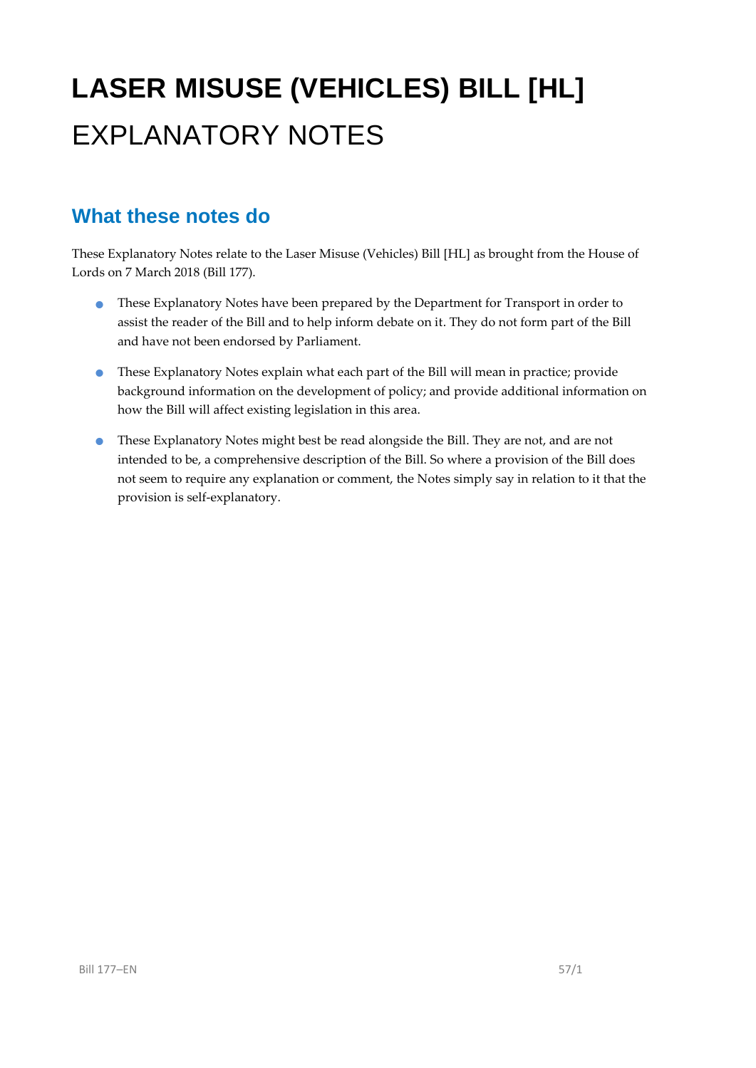# LASER MISUSE (VEHICLES) BILL [HL]

# EXPLANATORY NOTES

## What these notes do

These Explanatory Notes relate to the Laser Misuse (Vehicles) Bill [HL] as brought from the House of Lords on 7 March 2018 (Bill 177).

- These Explanatory Notes have been prepared by the Department for Transport in order to assist the reader of the Bill and to help inform debate on it. They do not form part of the Bill and have not been endorsed by Parliament.
- These Explanatory Notes explain what each part of the Bill will mean in practice; provide background information on the development of policy; and provide additional information on how the Bill will affect existing legislation in this area.
- These Explanatory Notes might best be read alongside the Bill. They are not, and are not intended to be, a comprehensive description of the Bill. So where a provision of the Bill does not seem to require any explanation or comment, the Notes simply say in relation to it that the provision is self-explanatory.

Bill 177–EN 57/1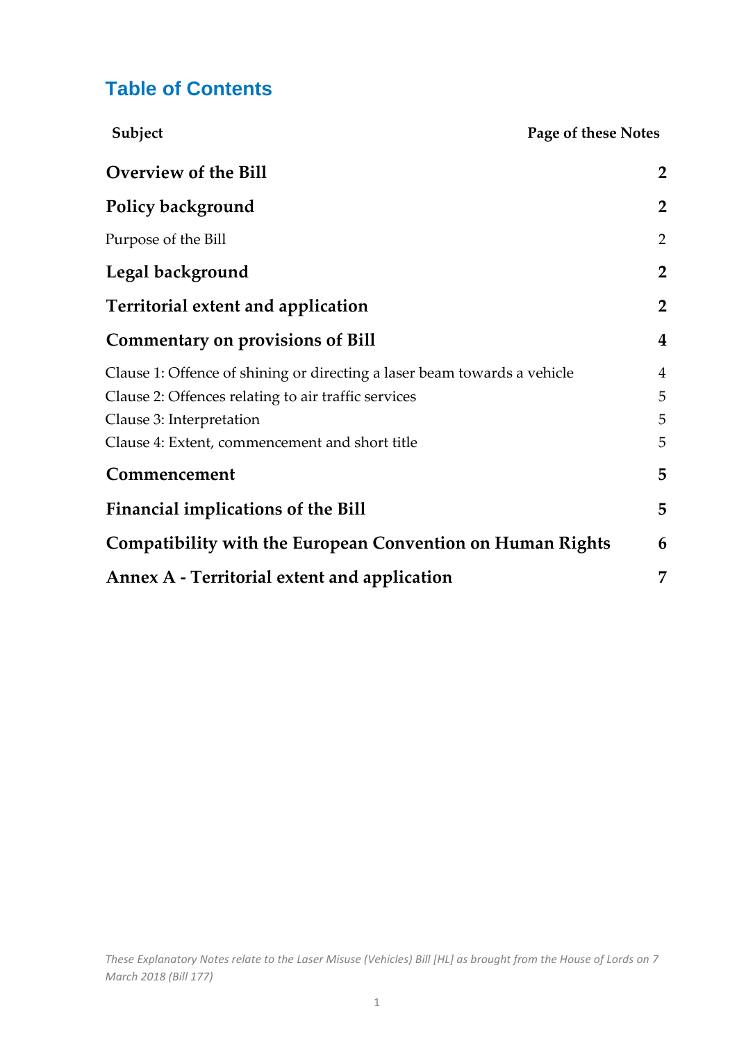## Table of Contents

| Subject | Page of these Notes |
|---|---|
| **Overview of the Bill** | **2** |
| **Policy background** | **2** |
| Purpose of the Bill | 2 |
| **Legal background** | **2** |
| **Territorial extent and application** | **2** |
| **Commentary on provisions of Bill** | **4** |
| Clause 1: Offence of shining or directing a laser beam towards a vehicle | 4 |
| Clause 2: Offences relating to air traffic services | 5 |
| Clause 3: Interpretation | 5 |
| Clause 4: Extent, commencement and short title | 5 |
| **Commencement** | **5** |
| **Financial implications of the Bill** | **5** |
| **Compatibility with the European Convention on Human Rights** | **6** |
| **Annex A - Territorial extent and application** | **7** |

*These Explanatory Notes relate to the Laser Misuse (Vehicles) Bill [HL] as brought from the House of Lords on 7 March 2018 (Bill 177)*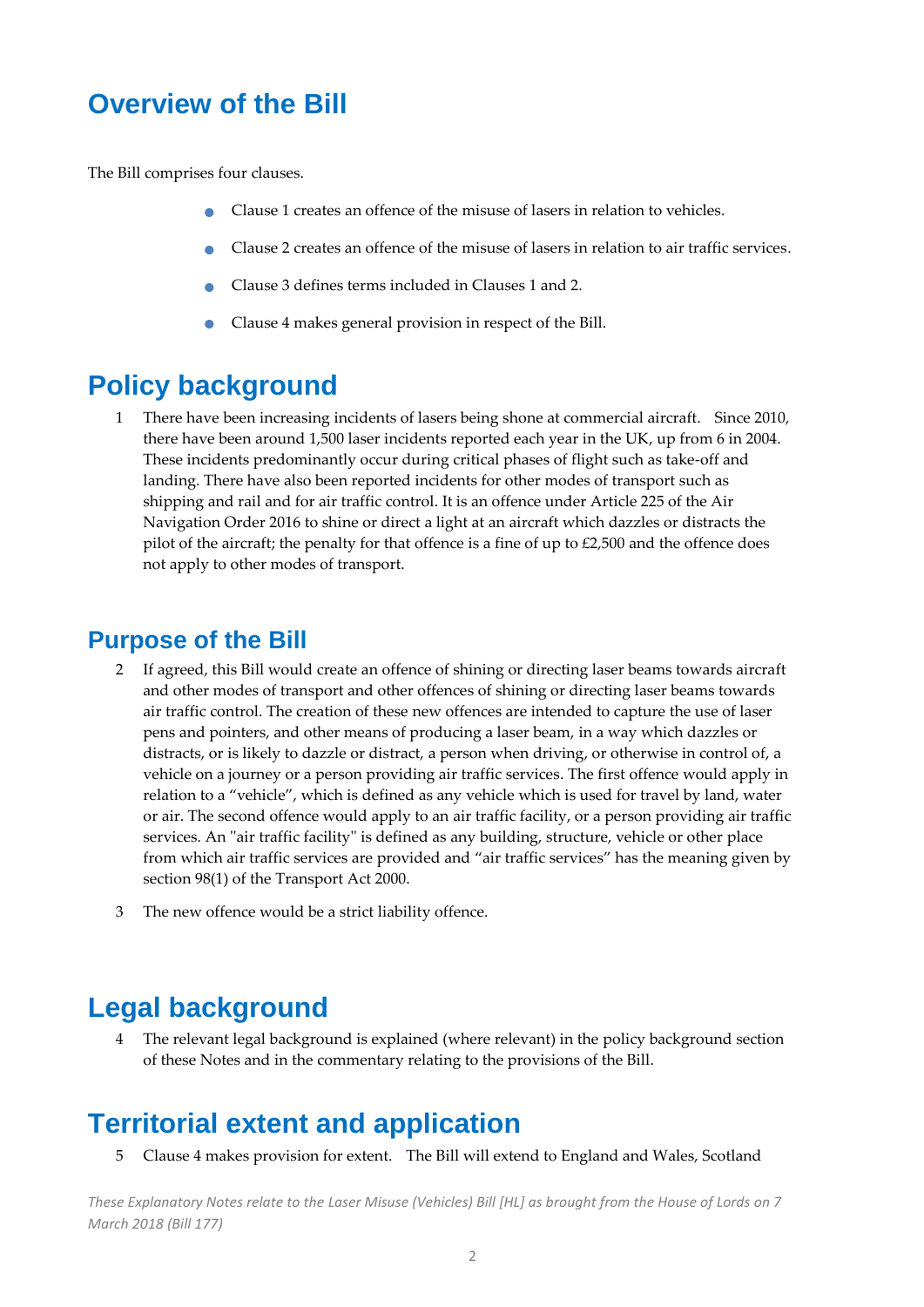# Overview of the Bill

The Bill comprises four clauses.

- Clause 1 creates an offence of the misuse of lasers in relation to vehicles.
- Clause 2 creates an offence of the misuse of lasers in relation to air traffic services.
- Clause 3 defines terms included in Clauses 1 and 2.
- Clause 4 makes general provision in respect of the Bill.

# Policy background

1 There have been increasing incidents of lasers being shone at commercial aircraft. Since 2010, there have been around 1,500 laser incidents reported each year in the UK, up from 6 in 2004. These incidents predominantly occur during critical phases of flight such as take-off and landing. There have also been reported incidents for other modes of transport such as shipping and rail and for air traffic control. It is an offence under Article 225 of the Air Navigation Order 2016 to shine or direct a light at an aircraft which dazzles or distracts the pilot of the aircraft; the penalty for that offence is a fine of up to £2,500 and the offence does not apply to other modes of transport.

## Purpose of the Bill

2 If agreed, this Bill would create an offence of shining or directing laser beams towards aircraft and other modes of transport and other offences of shining or directing laser beams towards air traffic control. The creation of these new offences are intended to capture the use of laser pens and pointers, and other means of producing a laser beam, in a way which dazzles or distracts, or is likely to dazzle or distract, a person when driving, or otherwise in control of, a vehicle on a journey or a person providing air traffic services. The first offence would apply in relation to a "vehicle", which is defined as any vehicle which is used for travel by land, water or air. The second offence would apply to an air traffic facility, or a person providing air traffic services. An "air traffic facility" is defined as any building, structure, vehicle or other place from which air traffic services are provided and "air traffic services" has the meaning given by section 98(1) of the Transport Act 2000.

3 The new offence would be a strict liability offence.

# Legal background

4 The relevant legal background is explained (where relevant) in the policy background section of these Notes and in the commentary relating to the provisions of the Bill.

# Territorial extent and application

5 Clause 4 makes provision for extent. The Bill will extend to England and Wales, Scotland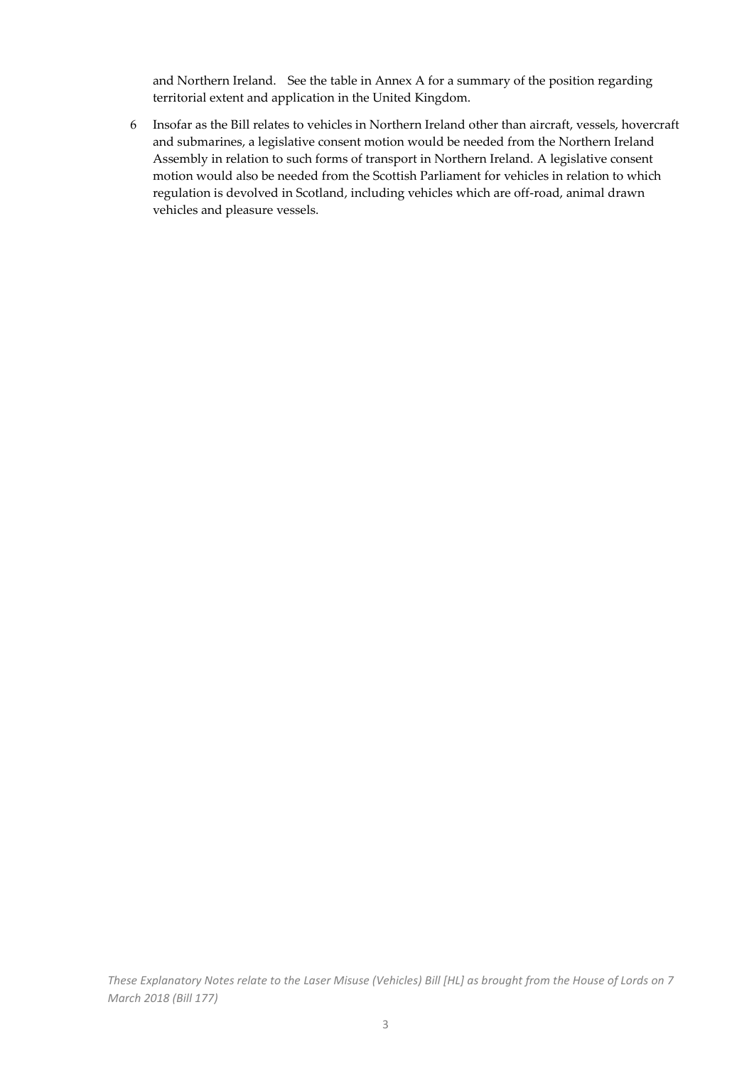and Northern Ireland. See the table in Annex A for a summary of the position regarding territorial extent and application in the United Kingdom.

6 Insofar as the Bill relates to vehicles in Northern Ireland other than aircraft, vessels, hovercraft and submarines, a legislative consent motion would be needed from the Northern Ireland Assembly in relation to such forms of transport in Northern Ireland. A legislative consent motion would also be needed from the Scottish Parliament for vehicles in relation to which regulation is devolved in Scotland, including vehicles which are off-road, animal drawn vehicles and pleasure vessels.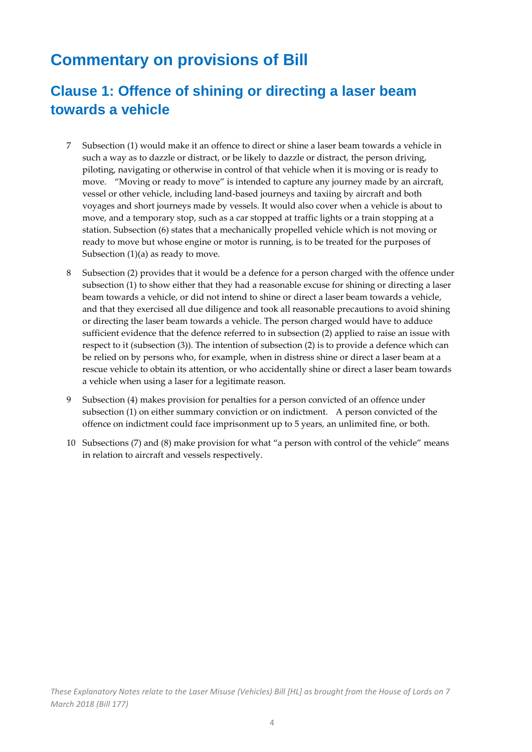# Commentary on provisions of Bill

## Clause 1: Offence of shining or directing a laser beam towards a vehicle

7 Subsection (1) would make it an offence to direct or shine a laser beam towards a vehicle in such a way as to dazzle or distract, or be likely to dazzle or distract, the person driving, piloting, navigating or otherwise in control of that vehicle when it is moving or is ready to move. "Moving or ready to move" is intended to capture any journey made by an aircraft, vessel or other vehicle, including land-based journeys and taxiing by aircraft and both voyages and short journeys made by vessels. It would also cover when a vehicle is about to move, and a temporary stop, such as a car stopped at traffic lights or a train stopping at a station. Subsection (6) states that a mechanically propelled vehicle which is not moving or ready to move but whose engine or motor is running, is to be treated for the purposes of Subsection (1)(a) as ready to move.

8 Subsection (2) provides that it would be a defence for a person charged with the offence under subsection (1) to show either that they had a reasonable excuse for shining or directing a laser beam towards a vehicle, or did not intend to shine or direct a laser beam towards a vehicle, and that they exercised all due diligence and took all reasonable precautions to avoid shining or directing the laser beam towards a vehicle. The person charged would have to adduce sufficient evidence that the defence referred to in subsection (2) applied to raise an issue with respect to it (subsection (3)). The intention of subsection (2) is to provide a defence which can be relied on by persons who, for example, when in distress shine or direct a laser beam at a rescue vehicle to obtain its attention, or who accidentally shine or direct a laser beam towards a vehicle when using a laser for a legitimate reason.

9 Subsection (4) makes provision for penalties for a person convicted of an offence under subsection (1) on either summary conviction or on indictment. A person convicted of the offence on indictment could face imprisonment up to 5 years, an unlimited fine, or both.

10 Subsections (7) and (8) make provision for what "a person with control of the vehicle" means in relation to aircraft and vessels respectively.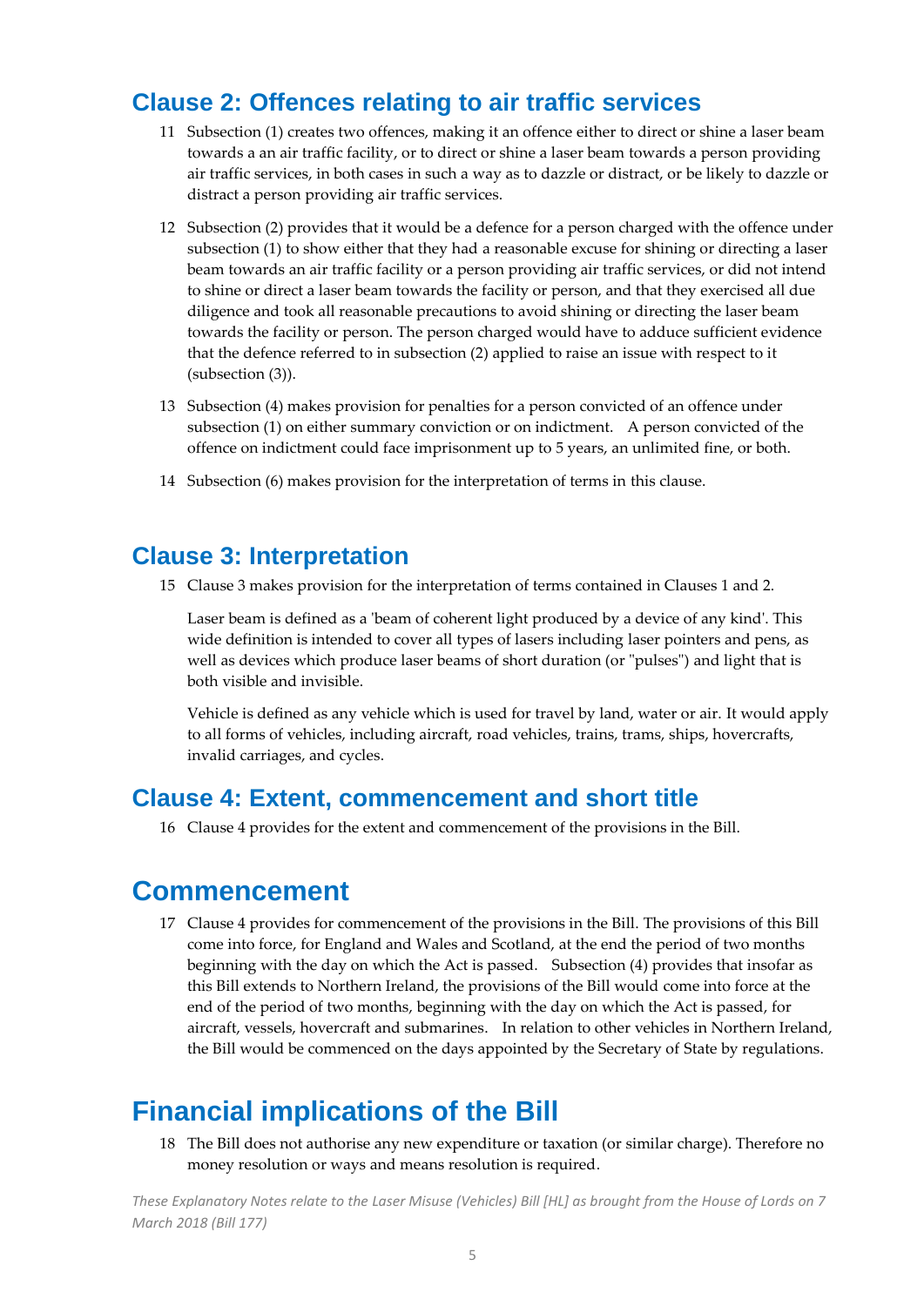## Clause 2: Offences relating to air traffic services

11 Subsection (1) creates two offences, making it an offence either to direct or shine a laser beam towards a an air traffic facility, or to direct or shine a laser beam towards a person providing air traffic services, in both cases in such a way as to dazzle or distract, or be likely to dazzle or distract a person providing air traffic services.

12 Subsection (2) provides that it would be a defence for a person charged with the offence under subsection (1) to show either that they had a reasonable excuse for shining or directing a laser beam towards an air traffic facility or a person providing air traffic services, or did not intend to shine or direct a laser beam towards the facility or person, and that they exercised all due diligence and took all reasonable precautions to avoid shining or directing the laser beam towards the facility or person. The person charged would have to adduce sufficient evidence that the defence referred to in subsection (2) applied to raise an issue with respect to it (subsection (3)).

13 Subsection (4) makes provision for penalties for a person convicted of an offence under subsection (1) on either summary conviction or on indictment. A person convicted of the offence on indictment could face imprisonment up to 5 years, an unlimited fine, or both.

14 Subsection (6) makes provision for the interpretation of terms in this clause.

## Clause 3: Interpretation

15 Clause 3 makes provision for the interpretation of terms contained in Clauses 1 and 2.

Laser beam is defined as a 'beam of coherent light produced by a device of any kind'. This wide definition is intended to cover all types of lasers including laser pointers and pens, as well as devices which produce laser beams of short duration (or "pulses") and light that is both visible and invisible.

Vehicle is defined as any vehicle which is used for travel by land, water or air. It would apply to all forms of vehicles, including aircraft, road vehicles, trains, trams, ships, hovercrafts, invalid carriages, and cycles.

## Clause 4: Extent, commencement and short title

16 Clause 4 provides for the extent and commencement of the provisions in the Bill.

# Commencement

17 Clause 4 provides for commencement of the provisions in the Bill. The provisions of this Bill come into force, for England and Wales and Scotland, at the end the period of two months beginning with the day on which the Act is passed. Subsection (4) provides that insofar as this Bill extends to Northern Ireland, the provisions of the Bill would come into force at the end of the period of two months, beginning with the day on which the Act is passed, for aircraft, vessels, hovercraft and submarines. In relation to other vehicles in Northern Ireland, the Bill would be commenced on the days appointed by the Secretary of State by regulations.

# Financial implications of the Bill

18 The Bill does not authorise any new expenditure or taxation (or similar charge). Therefore no money resolution or ways and means resolution is required.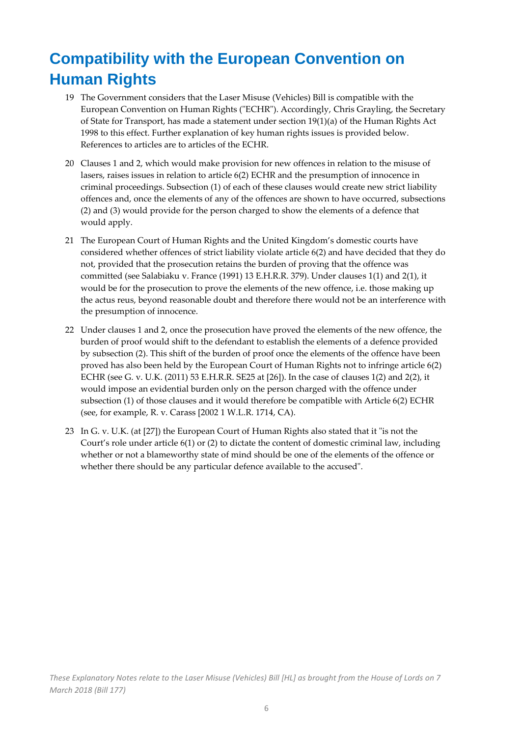# Compatibility with the European Convention on Human Rights

19 The Government considers that the Laser Misuse (Vehicles) Bill is compatible with the European Convention on Human Rights ("ECHR"). Accordingly, Chris Grayling, the Secretary of State for Transport, has made a statement under section 19(1)(a) of the Human Rights Act 1998 to this effect. Further explanation of key human rights issues is provided below. References to articles are to articles of the ECHR.

20 Clauses 1 and 2, which would make provision for new offences in relation to the misuse of lasers, raises issues in relation to article 6(2) ECHR and the presumption of innocence in criminal proceedings. Subsection (1) of each of these clauses would create new strict liability offences and, once the elements of any of the offences are shown to have occurred, subsections (2) and (3) would provide for the person charged to show the elements of a defence that would apply.

21 The European Court of Human Rights and the United Kingdom's domestic courts have considered whether offences of strict liability violate article 6(2) and have decided that they do not, provided that the prosecution retains the burden of proving that the offence was committed (see Salabiaku v. France (1991) 13 E.H.R.R. 379). Under clauses 1(1) and 2(1), it would be for the prosecution to prove the elements of the new offence, i.e. those making up the actus reus, beyond reasonable doubt and therefore there would not be an interference with the presumption of innocence.

22 Under clauses 1 and 2, once the prosecution have proved the elements of the new offence, the burden of proof would shift to the defendant to establish the elements of a defence provided by subsection (2). This shift of the burden of proof once the elements of the offence have been proved has also been held by the European Court of Human Rights not to infringe article 6(2) ECHR (see G. v. U.K. (2011) 53 E.H.R.R. SE25 at [26]). In the case of clauses 1(2) and 2(2), it would impose an evidential burden only on the person charged with the offence under subsection (1) of those clauses and it would therefore be compatible with Article 6(2) ECHR (see, for example, R. v. Carass [2002 1 W.L.R. 1714, CA).

23 In G. v. U.K. (at [27]) the European Court of Human Rights also stated that it "is not the Court's role under article 6(1) or (2) to dictate the content of domestic criminal law, including whether or not a blameworthy state of mind should be one of the elements of the offence or whether there should be any particular defence available to the accused".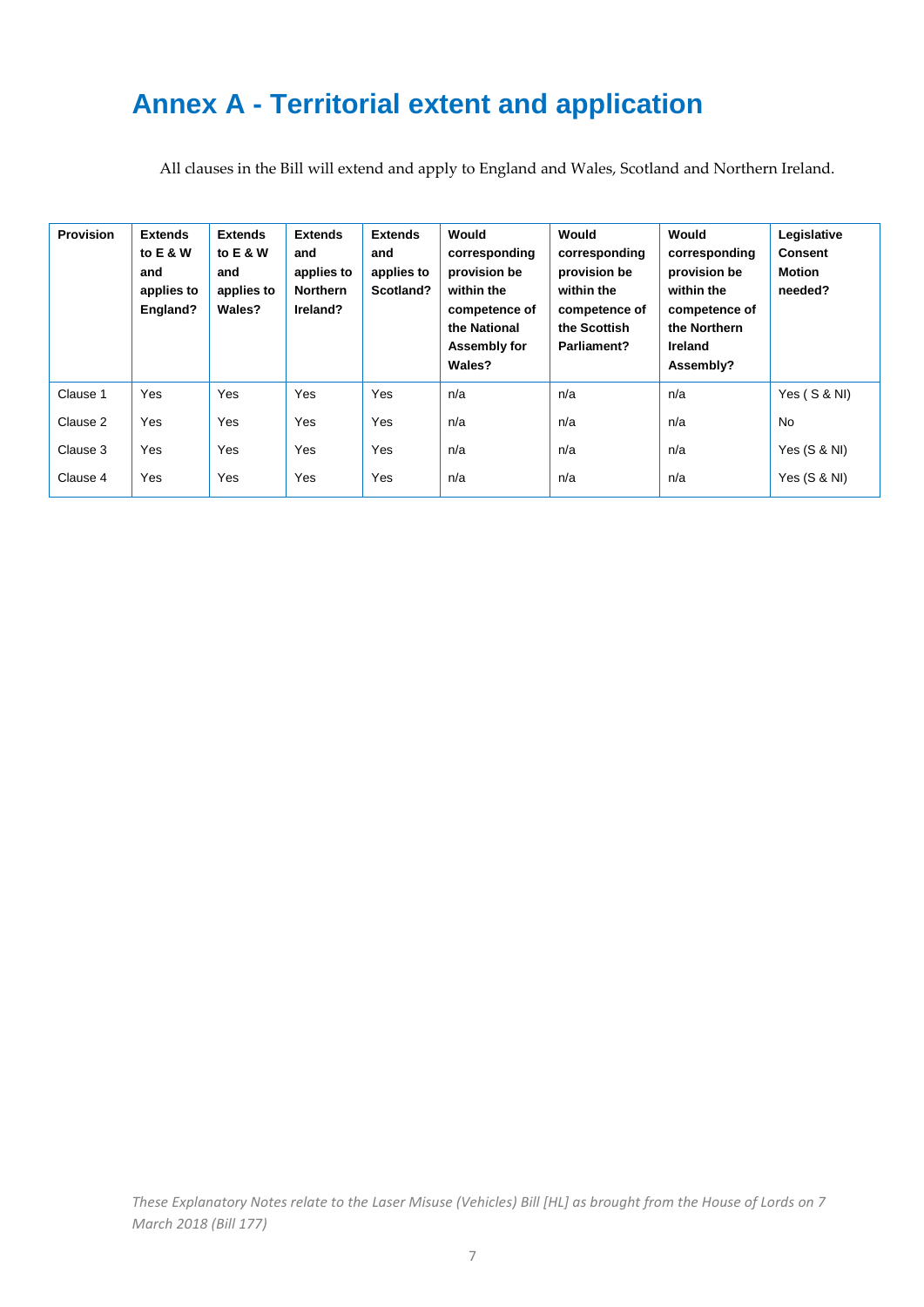# Annex A - Territorial extent and application

All clauses in the Bill will extend and apply to England and Wales, Scotland and Northern Ireland.

| Provision | Extends to E & W and applies to England? | Extends to E & W and applies to Wales? | Extends and applies to Northern Ireland? | Extends and applies to Scotland? | Would corresponding provision be within the competence of the National Assembly for Wales? | Would corresponding provision be within the competence of the Scottish Parliament? | Would corresponding provision be within the competence of the Northern Ireland Assembly? | Legislative Consent Motion needed? |
|---|---|---|---|---|---|---|---|---|
| Clause 1 | Yes | Yes | Yes | Yes | n/a | n/a | n/a | Yes ( S & NI) |
| Clause 2 | Yes | Yes | Yes | Yes | n/a | n/a | n/a | No |
| Clause 3 | Yes | Yes | Yes | Yes | n/a | n/a | n/a | Yes (S & NI) |
| Clause 4 | Yes | Yes | Yes | Yes | n/a | n/a | n/a | Yes (S & NI) |

*These Explanatory Notes relate to the Laser Misuse (Vehicles) Bill [HL] as brought from the House of Lords on 7 March 2018 (Bill 177)*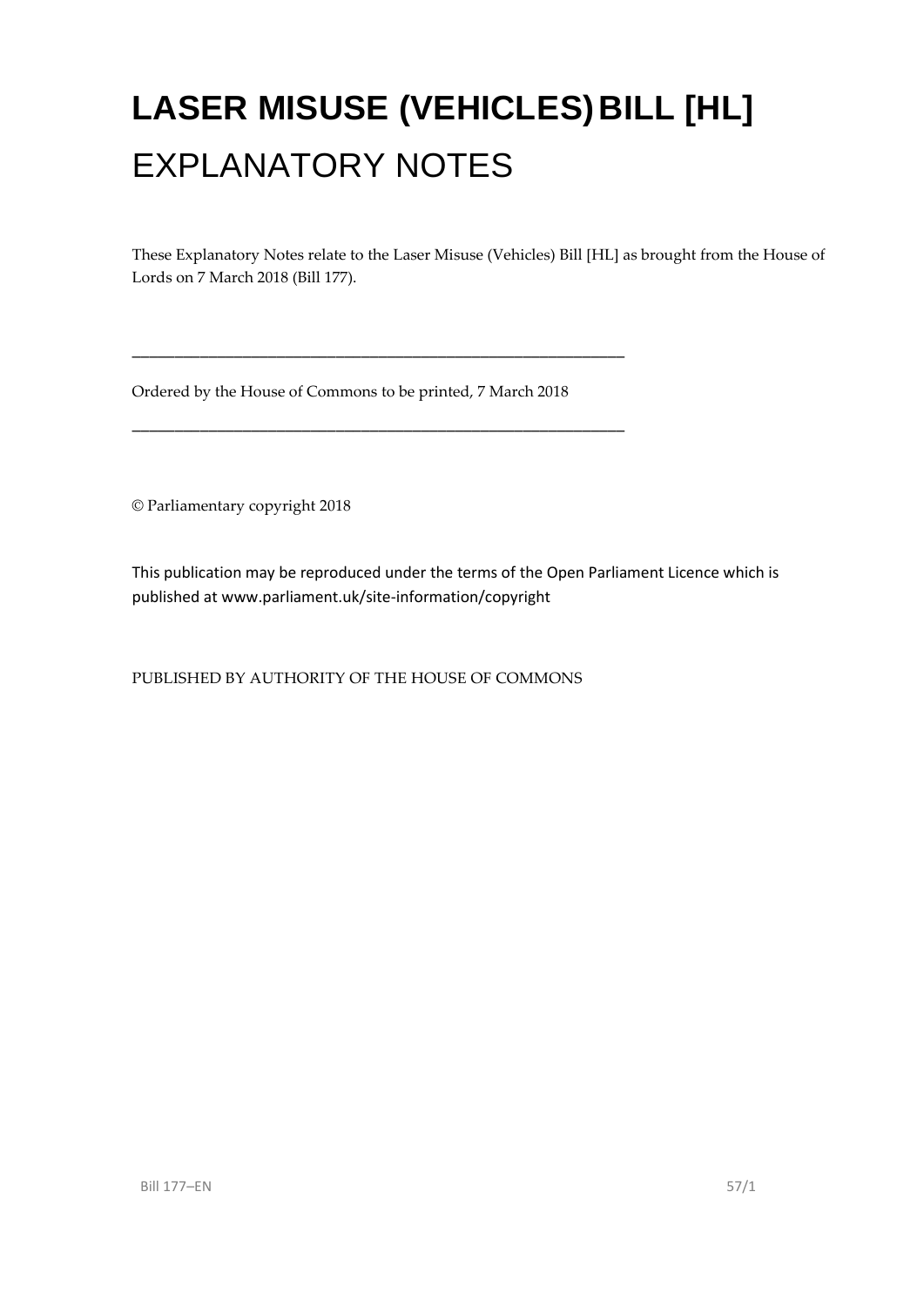# LASER MISUSE (VEHICLES) BILL [HL]
# EXPLANATORY NOTES

These Explanatory Notes relate to the Laser Misuse (Vehicles) Bill [HL] as brought from the House of Lords on 7 March 2018 (Bill 177).

---

Ordered by the House of Commons to be printed, 7 March 2018

---

© Parliamentary copyright 2018

This publication may be reproduced under the terms of the Open Parliament Licence which is published at www.parliament.uk/site-information/copyright

PUBLISHED BY AUTHORITY OF THE HOUSE OF COMMONS

Bill 177–EN

57/1